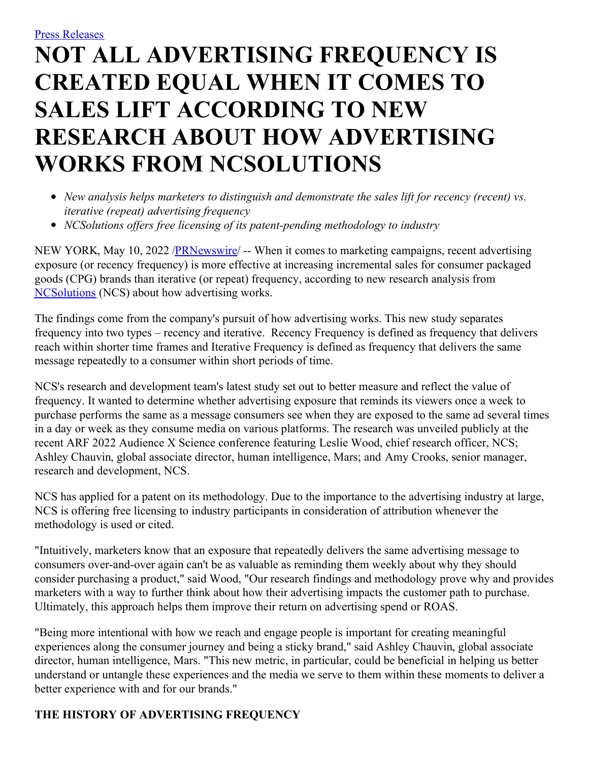[Press Releases](#)

# NOT ALL ADVERTISING FREQUENCY IS CREATED EQUAL WHEN IT COMES TO SALES LIFT ACCORDING TO NEW RESEARCH ABOUT HOW ADVERTISING WORKS FROM NCSOLUTIONS

- *New analysis helps marketers to distinguish and demonstrate the sales lift for recency (recent) vs. iterative (repeat) advertising frequency*
- *NCSolutions offers free licensing of its patent-pending methodology to industry*

NEW YORK, May 10, 2022 /[PRNewswire](#)/ -- When it comes to marketing campaigns, recent advertising exposure (or recency frequency) is more effective at increasing incremental sales for consumer packaged goods (CPG) brands than iterative (or repeat) frequency, according to new research analysis from [NCSolutions](#) (NCS) about how advertising works.

The findings come from the company's pursuit of how advertising works. This new study separates frequency into two types – recency and iterative. Recency Frequency is defined as frequency that delivers reach within shorter time frames and Iterative Frequency is defined as frequency that delivers the same message repeatedly to a consumer within short periods of time.

NCS's research and development team's latest study set out to better measure and reflect the value of frequency. It wanted to determine whether advertising exposure that reminds its viewers once a week to purchase performs the same as a message consumers see when they are exposed to the same ad several times in a day or week as they consume media on various platforms. The research was unveiled publicly at the recent ARF 2022 Audience X Science conference featuring Leslie Wood, chief research officer, NCS; Ashley Chauvin, global associate director, human intelligence, Mars; and Amy Crooks, senior manager, research and development, NCS.

NCS has applied for a patent on its methodology. Due to the importance to the advertising industry at large, NCS is offering free licensing to industry participants in consideration of attribution whenever the methodology is used or cited.

"Intuitively, marketers know that an exposure that repeatedly delivers the same advertising message to consumers over-and-over again can't be as valuable as reminding them weekly about why they should consider purchasing a product," said Wood, "Our research findings and methodology prove why and provides marketers with a way to further think about how their advertising impacts the customer path to purchase. Ultimately, this approach helps them improve their return on advertising spend or ROAS.

"Being more intentional with how we reach and engage people is important for creating meaningful experiences along the consumer journey and being a sticky brand," said Ashley Chauvin, global associate director, human intelligence, Mars. "This new metric, in particular, could be beneficial in helping us better understand or untangle these experiences and the media we serve to them within these moments to deliver a better experience with and for our brands."

### THE HISTORY OF ADVERTISING FREQUENCY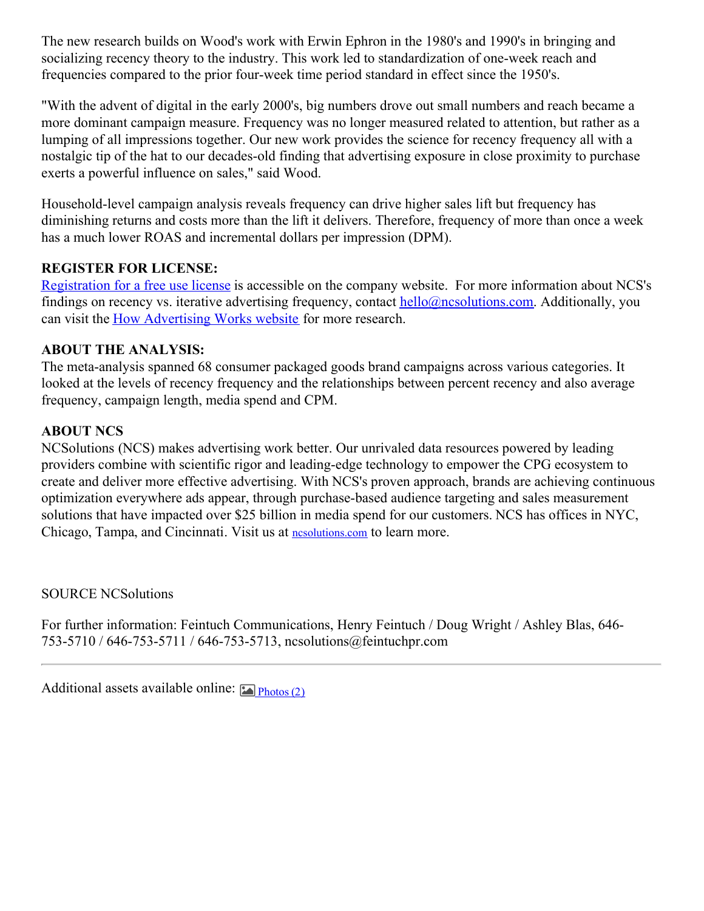The new research builds on Wood's work with Erwin Ephron in the 1980's and 1990's in bringing and socializing recency theory to the industry. This work led to standardization of one-week reach and frequencies compared to the prior four-week time period standard in effect since the 1950's.

"With the advent of digital in the early 2000's, big numbers drove out small numbers and reach became a more dominant campaign measure. Frequency was no longer measured related to attention, but rather as a lumping of all impressions together. Our new work provides the science for recency frequency all with a nostalgic tip of the hat to our decades-old finding that advertising exposure in close proximity to purchase exerts a powerful influence on sales," said Wood.

Household-level campaign analysis reveals frequency can drive higher sales lift but frequency has diminishing returns and costs more than the lift it delivers. Therefore, frequency of more than once a week has a much lower ROAS and incremental dollars per impression (DPM).

**REGISTER FOR LICENSE:**
Registration for a free use license is accessible on the company website. For more information about NCS's findings on recency vs. iterative advertising frequency, contact hello@ncsolutions.com. Additionally, you can visit the How Advertising Works website for more research.

**ABOUT THE ANALYSIS:**
The meta-analysis spanned 68 consumer packaged goods brand campaigns across various categories. It looked at the levels of recency frequency and the relationships between percent recency and also average frequency, campaign length, media spend and CPM.

**ABOUT NCS**
NCSolutions (NCS) makes advertising work better. Our unrivaled data resources powered by leading providers combine with scientific rigor and leading-edge technology to empower the CPG ecosystem to create and deliver more effective advertising. With NCS's proven approach, brands are achieving continuous optimization everywhere ads appear, through purchase-based audience targeting and sales measurement solutions that have impacted over $25 billion in media spend for our customers. NCS has offices in NYC, Chicago, Tampa, and Cincinnati. Visit us at ncsolutions.com to learn more.

SOURCE NCSolutions

For further information: Feintuch Communications, Henry Feintuch / Doug Wright / Ashley Blas, 646-753-5710 / 646-753-5711 / 646-753-5713, ncsolutions@feintuchpr.com

---

Additional assets available online: Photos (2)